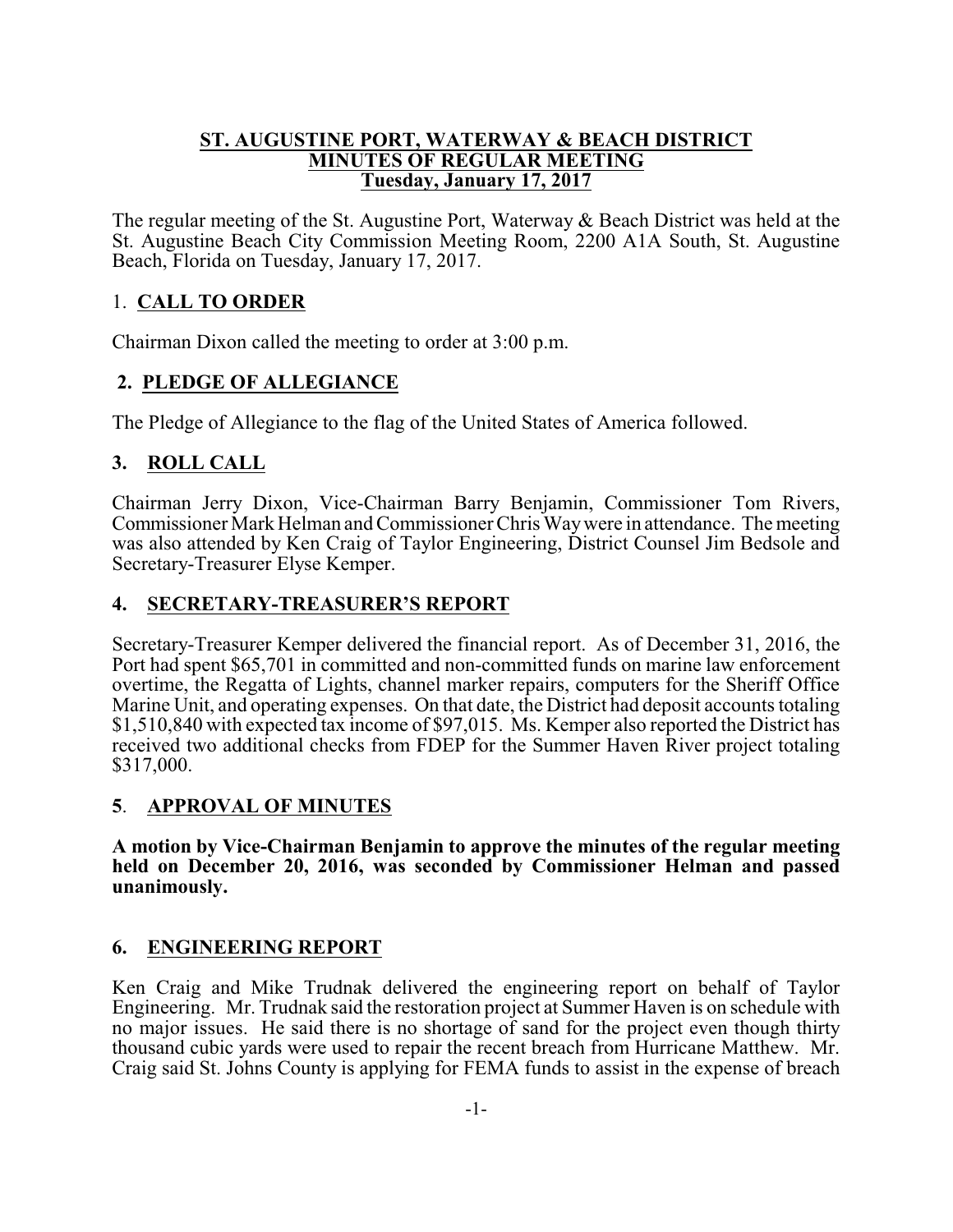# ST. AUGUSTINE PORT, WATERWAY & BEACH DISTRICT
## MINUTES OF REGULAR MEETING
### Tuesday, January 17, 2017

The regular meeting of the St. Augustine Port, Waterway & Beach District was held at the St. Augustine Beach City Commission Meeting Room, 2200 A1A South, St. Augustine Beach, Florida on Tuesday, January 17, 2017.

## 1. CALL TO ORDER

Chairman Dixon called the meeting to order at 3:00 p.m.

## 2. PLEDGE OF ALLEGIANCE

The Pledge of Allegiance to the flag of the United States of America followed.

## 3. ROLL CALL

Chairman Jerry Dixon, Vice-Chairman Barry Benjamin, Commissioner Tom Rivers, Commissioner Mark Helman and Commissioner Chris Way were in attendance. The meeting was also attended by Ken Craig of Taylor Engineering, District Counsel Jim Bedsole and Secretary-Treasurer Elyse Kemper.

## 4. SECRETARY-TREASURER'S REPORT

Secretary-Treasurer Kemper delivered the financial report. As of December 31, 2016, the Port had spent $65,701 in committed and non-committed funds on marine law enforcement overtime, the Regatta of Lights, channel marker repairs, computers for the Sheriff Office Marine Unit, and operating expenses. On that date, the District had deposit accounts totaling $1,510,840 with expected tax income of $97,015. Ms. Kemper also reported the District has received two additional checks from FDEP for the Summer Haven River project totaling $317,000.

## 5. APPROVAL OF MINUTES

**A motion by Vice-Chairman Benjamin to approve the minutes of the regular meeting held on December 20, 2016, was seconded by Commissioner Helman and passed unanimously.**

## 6. ENGINEERING REPORT

Ken Craig and Mike Trudnak delivered the engineering report on behalf of Taylor Engineering. Mr. Trudnak said the restoration project at Summer Haven is on schedule with no major issues. He said there is no shortage of sand for the project even though thirty thousand cubic yards were used to repair the recent breach from Hurricane Matthew. Mr. Craig said St. Johns County is applying for FEMA funds to assist in the expense of breach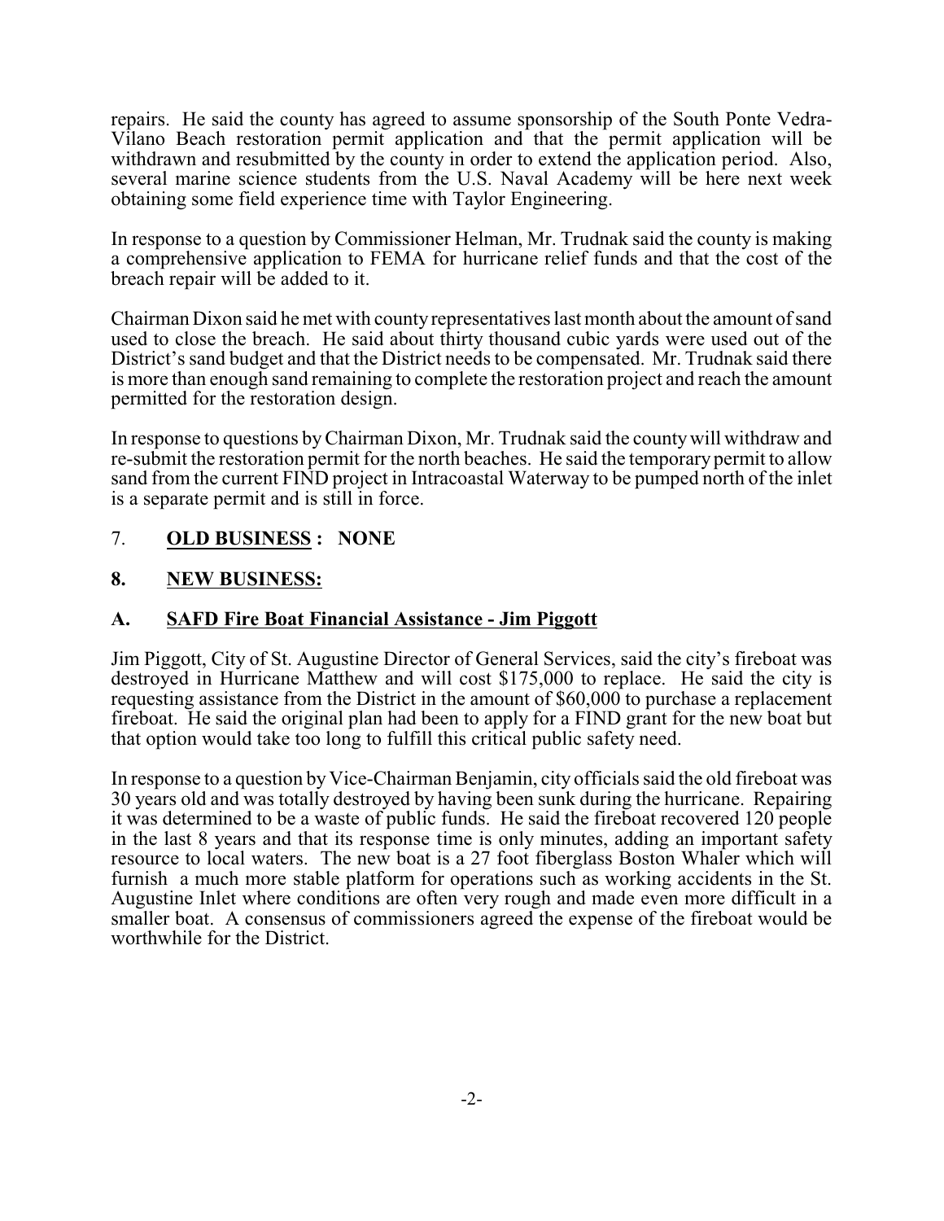repairs. He said the county has agreed to assume sponsorship of the South Ponte Vedra-Vilano Beach restoration permit application and that the permit application will be withdrawn and resubmitted by the county in order to extend the application period. Also, several marine science students from the U.S. Naval Academy will be here next week obtaining some field experience time with Taylor Engineering.

In response to a question by Commissioner Helman, Mr. Trudnak said the county is making a comprehensive application to FEMA for hurricane relief funds and that the cost of the breach repair will be added to it.

Chairman Dixon said he met with county representatives last month about the amount of sand used to close the breach. He said about thirty thousand cubic yards were used out of the District's sand budget and that the District needs to be compensated. Mr. Trudnak said there is more than enough sand remaining to complete the restoration project and reach the amount permitted for the restoration design.

In response to questions by Chairman Dixon, Mr. Trudnak said the county will withdraw and re-submit the restoration permit for the north beaches. He said the temporary permit to allow sand from the current FIND project in Intracoastal Waterway to be pumped north of the inlet is a separate permit and is still in force.

7. **OLD BUSINESS : NONE**

**8. NEW BUSINESS:**

**A. SAFD Fire Boat Financial Assistance - Jim Piggott**

Jim Piggott, City of St. Augustine Director of General Services, said the city's fireboat was destroyed in Hurricane Matthew and will cost $175,000 to replace. He said the city is requesting assistance from the District in the amount of $60,000 to purchase a replacement fireboat. He said the original plan had been to apply for a FIND grant for the new boat but that option would take too long to fulfill this critical public safety need.

In response to a question by Vice-Chairman Benjamin, city officials said the old fireboat was 30 years old and was totally destroyed by having been sunk during the hurricane. Repairing it was determined to be a waste of public funds. He said the fireboat recovered 120 people in the last 8 years and that its response time is only minutes, adding an important safety resource to local waters. The new boat is a 27 foot fiberglass Boston Whaler which will furnish a much more stable platform for operations such as working accidents in the St. Augustine Inlet where conditions are often very rough and made even more difficult in a smaller boat. A consensus of commissioners agreed the expense of the fireboat would be worthwhile for the District.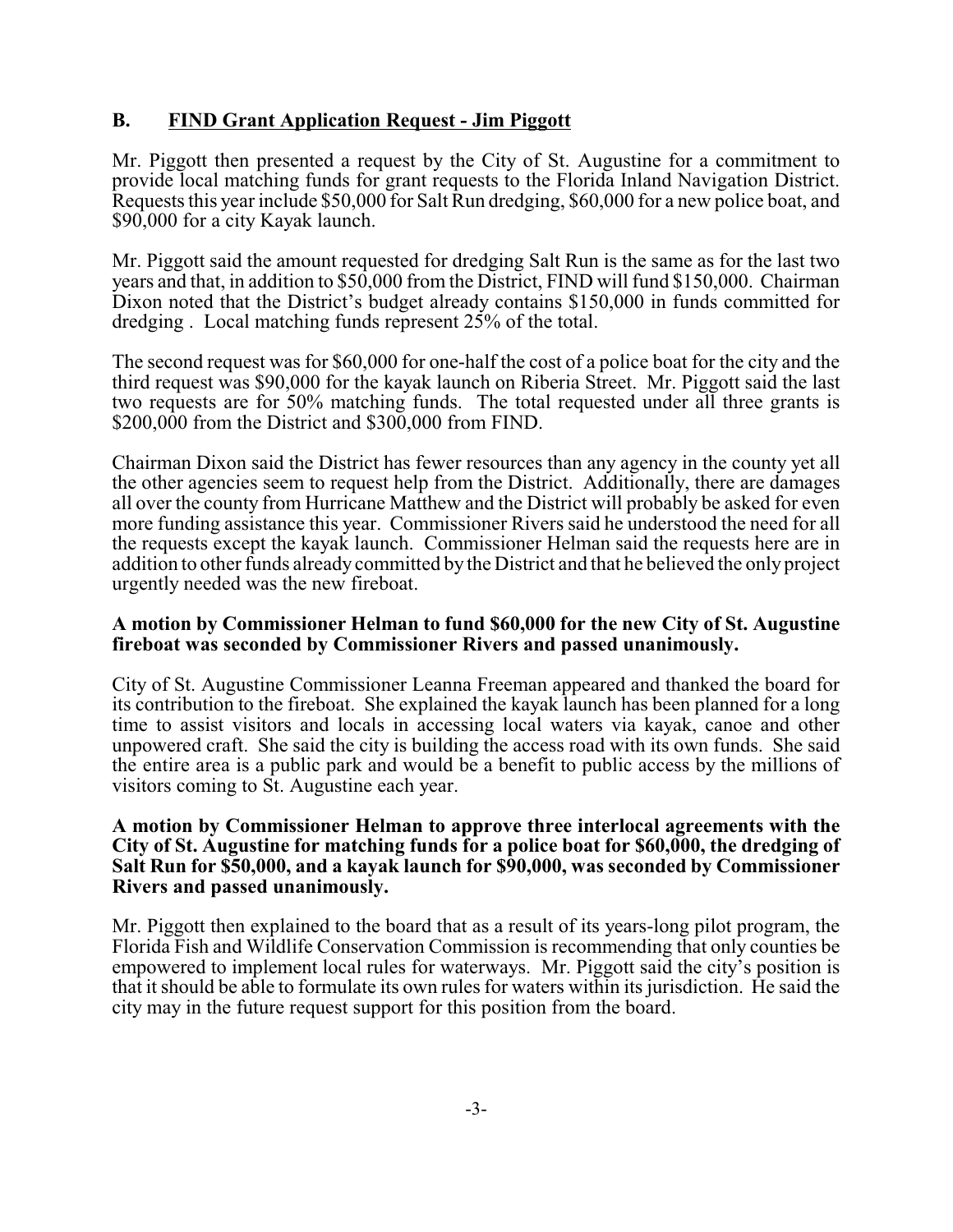## B. FIND Grant Application Request - Jim Piggott

Mr. Piggott then presented a request by the City of St. Augustine for a commitment to provide local matching funds for grant requests to the Florida Inland Navigation District. Requests this year include $50,000 for Salt Run dredging, $60,000 for a new police boat, and $90,000 for a city Kayak launch.

Mr. Piggott said the amount requested for dredging Salt Run is the same as for the last two years and that, in addition to $50,000 from the District, FIND will fund $150,000. Chairman Dixon noted that the District's budget already contains $150,000 in funds committed for dredging . Local matching funds represent 25% of the total.

The second request was for $60,000 for one-half the cost of a police boat for the city and the third request was $90,000 for the kayak launch on Riberia Street. Mr. Piggott said the last two requests are for 50% matching funds. The total requested under all three grants is $200,000 from the District and $300,000 from FIND.

Chairman Dixon said the District has fewer resources than any agency in the county yet all the other agencies seem to request help from the District. Additionally, there are damages all over the county from Hurricane Matthew and the District will probably be asked for even more funding assistance this year. Commissioner Rivers said he understood the need for all the requests except the kayak launch. Commissioner Helman said the requests here are in addition to other funds already committed by the District and that he believed the only project urgently needed was the new fireboat.

**A motion by Commissioner Helman to fund $60,000 for the new City of St. Augustine fireboat was seconded by Commissioner Rivers and passed unanimously.**

City of St. Augustine Commissioner Leanna Freeman appeared and thanked the board for its contribution to the fireboat. She explained the kayak launch has been planned for a long time to assist visitors and locals in accessing local waters via kayak, canoe and other unpowered craft. She said the city is building the access road with its own funds. She said the entire area is a public park and would be a benefit to public access by the millions of visitors coming to St. Augustine each year.

**A motion by Commissioner Helman to approve three interlocal agreements with the City of St. Augustine for matching funds for a police boat for $60,000, the dredging of Salt Run for $50,000, and a kayak launch for $90,000, was seconded by Commissioner Rivers and passed unanimously.**

Mr. Piggott then explained to the board that as a result of its years-long pilot program, the Florida Fish and Wildlife Conservation Commission is recommending that only counties be empowered to implement local rules for waterways. Mr. Piggott said the city's position is that it should be able to formulate its own rules for waters within its jurisdiction. He said the city may in the future request support for this position from the board.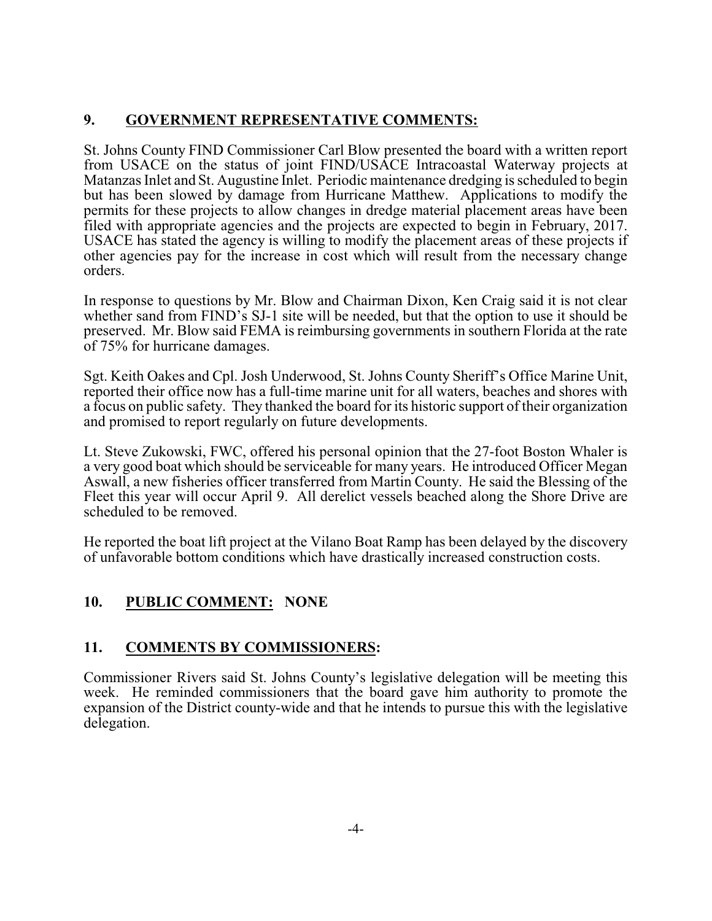## 9. GOVERNMENT REPRESENTATIVE COMMENTS:

St. Johns County FIND Commissioner Carl Blow presented the board with a written report from USACE on the status of joint FIND/USACE Intracoastal Waterway projects at Matanzas Inlet and St. Augustine Inlet. Periodic maintenance dredging is scheduled to begin but has been slowed by damage from Hurricane Matthew. Applications to modify the permits for these projects to allow changes in dredge material placement areas have been filed with appropriate agencies and the projects are expected to begin in February, 2017. USACE has stated the agency is willing to modify the placement areas of these projects if other agencies pay for the increase in cost which will result from the necessary change orders.

In response to questions by Mr. Blow and Chairman Dixon, Ken Craig said it is not clear whether sand from FIND's SJ-1 site will be needed, but that the option to use it should be preserved. Mr. Blow said FEMA is reimbursing governments in southern Florida at the rate of 75% for hurricane damages.

Sgt. Keith Oakes and Cpl. Josh Underwood, St. Johns County Sheriff's Office Marine Unit, reported their office now has a full-time marine unit for all waters, beaches and shores with a focus on public safety. They thanked the board for its historic support of their organization and promised to report regularly on future developments.

Lt. Steve Zukowski, FWC, offered his personal opinion that the 27-foot Boston Whaler is a very good boat which should be serviceable for many years. He introduced Officer Megan Aswall, a new fisheries officer transferred from Martin County. He said the Blessing of the Fleet this year will occur April 9. All derelict vessels beached along the Shore Drive are scheduled to be removed.

He reported the boat lift project at the Vilano Boat Ramp has been delayed by the discovery of unfavorable bottom conditions which have drastically increased construction costs.

## 10. PUBLIC COMMENT: NONE

## 11. COMMENTS BY COMMISSIONERS:

Commissioner Rivers said St. Johns County's legislative delegation will be meeting this week. He reminded commissioners that the board gave him authority to promote the expansion of the District county-wide and that he intends to pursue this with the legislative delegation.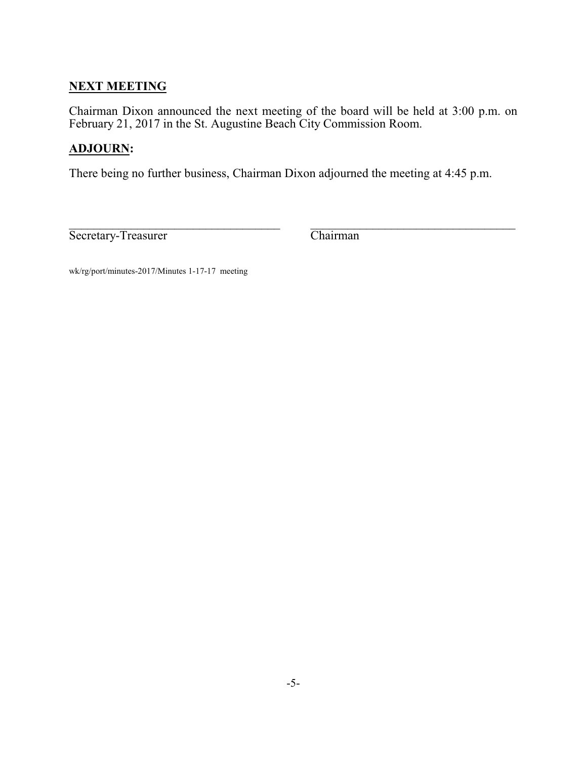**NEXT MEETING**

Chairman Dixon announced the next meeting of the board will be held at 3:00 p.m. on February 21, 2017 in the St. Augustine Beach City Commission Room.

**ADJOURN:**

There being no further business, Chairman Dixon adjourned the meeting at 4:45 p.m.

\_\_\_\_\_\_\_\_\_\_\_\_\_\_\_\_\_\_\_\_\_\_\_\_\_\_\_\_\_\_\_\_\_\_\_\_ \_\_\_\_\_\_\_\_\_\_\_\_\_\_\_\_\_\_\_\_\_\_\_\_\_\_\_\_\_\_\_\_\_\_\_\_

Secretary-Treasurer Chairman

wk/rg/port/minutes-2017/Minutes 1-17-17 meeting